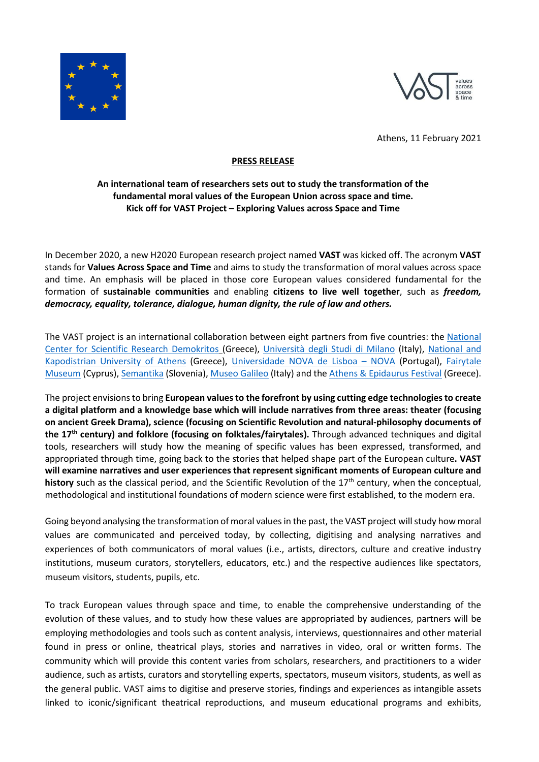Athens, 11 February 2021

**PRESS RELEASE**

**An international team of researchers sets out to study the transformation of the fundamental moral values of the European Union across space and time.**
**Kick off for VAST Project – Exploring Values across Space and Time**

In December 2020, a new H2020 European research project named **VAST** was kicked off. The acronym **VAST** stands for **Values Across Space and Time** and aims to study the transformation of moral values across space and time. An emphasis will be placed in those core European values considered fundamental for the formation of **sustainable communities** and enabling **citizens to live well together**, such as ***freedom, democracy, equality, tolerance, dialogue, human dignity, the rule of law and others.***

The VAST project is an international collaboration between eight partners from five countries: the National Center for Scientific Research Demokritos (Greece), Università degli Studi di Milano (Italy), National and Kapodistrian University of Athens (Greece), Universidade NOVA de Lisboa – NOVA (Portugal), Fairytale Museum (Cyprus), Semantika (Slovenia), Museo Galileo (Italy) and the Athens & Epidaurus Festival (Greece).

The project envisions to bring **European values to the forefront by using cutting edge technologies to create a digital platform and a knowledge base which will include narratives from three areas: theater (focusing on ancient Greek Drama), science (focusing on Scientific Revolution and natural-philosophy documents of the 17th century) and folklore (focusing on folktales/fairytales).** Through advanced techniques and digital tools, researchers will study how the meaning of specific values has been expressed, transformed, and appropriated through time, going back to the stories that helped shape part of the European culture**. VAST will examine narratives and user experiences that represent significant moments of European culture and history** such as the classical period, and the Scientific Revolution of the 17th century, when the conceptual, methodological and institutional foundations of modern science were first established, to the modern era.

Going beyond analysing the transformation of moral values in the past, the VAST project will study how moral values are communicated and perceived today, by collecting, digitising and analysing narratives and experiences of both communicators of moral values (i.e., artists, directors, culture and creative industry institutions, museum curators, storytellers, educators, etc.) and the respective audiences like spectators, museum visitors, students, pupils, etc.

To track European values through space and time, to enable the comprehensive understanding of the evolution of these values, and to study how these values are appropriated by audiences, partners will be employing methodologies and tools such as content analysis, interviews, questionnaires and other material found in press or online, theatrical plays, stories and narratives in video, oral or written forms. The community which will provide this content varies from scholars, researchers, and practitioners to a wider audience, such as artists, curators and storytelling experts, spectators, museum visitors, students, as well as the general public. VAST aims to digitise and preserve stories, findings and experiences as intangible assets linked to iconic/significant theatrical reproductions, and museum educational programs and exhibits,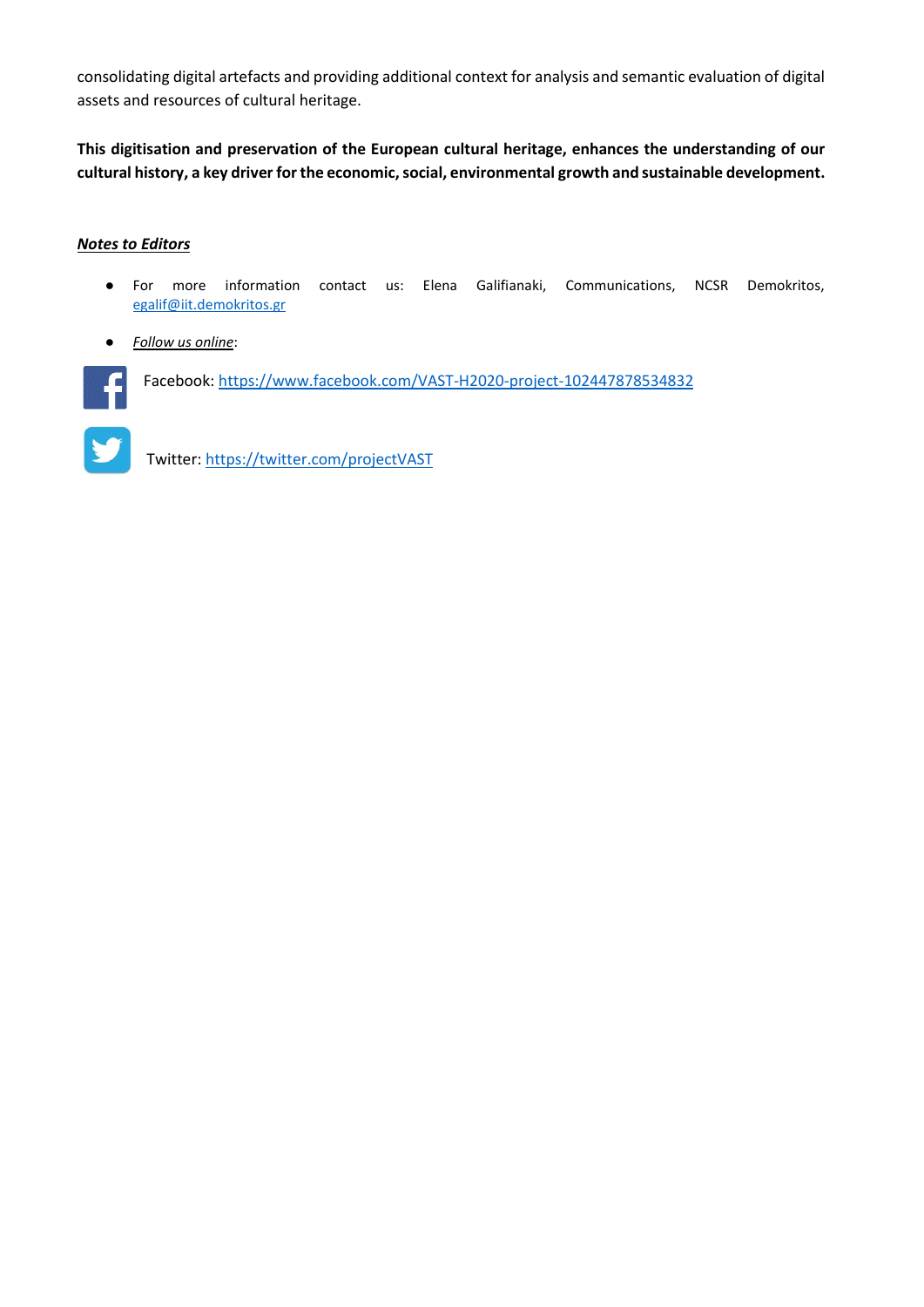consolidating digital artefacts and providing additional context for analysis and semantic evaluation of digital assets and resources of cultural heritage.

**This digitisation and preservation of the European cultural heritage, enhances the understanding of our cultural history, a key driver for the economic, social, environmental growth and sustainable development.**

***Notes to Editors***

- For more information contact us: Elena Galifianaki, Communications, NCSR Demokritos, egalif@iit.demokritos.gr
- *Follow us online*:

Facebook: https://www.facebook.com/VAST-H2020-project-102447878534832

Twitter: https://twitter.com/projectVAST